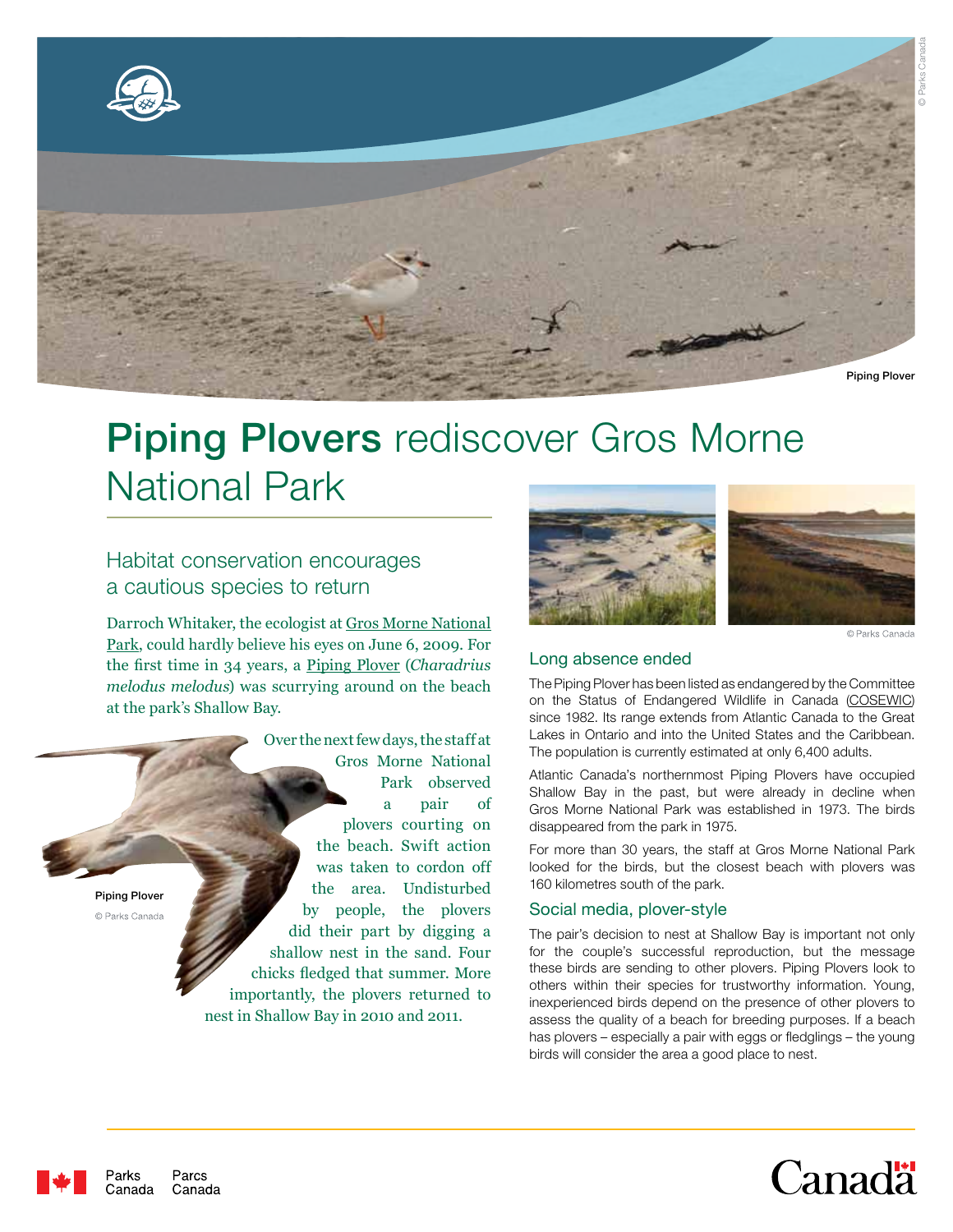Piping Plover

# **Piping Plovers** rediscover Gros Morne National Park

## Habitat conservation encourages a cautious species to return

Darroch Whitaker, the ecologist at Gros Morne National Park, could hardly believe his eyes on June 6, 2009. For the first time in 34 years, a Piping Plover (*Charadrius melodus melodus*) was scurrying around on the beach at the park's Shallow Bay.

Over the next few days, the staff at Gros Morne National Park observed a pair of plovers courting on the beach. Swift action was taken to cordon off the area. Undisturbed by people, the plovers did their part by digging a shallow nest in the sand. Four chicks fledged that summer. More importantly, the plovers returned to nest in Shallow Bay in 2010 and 2011.

Piping Plover

© Parks Canada

© Parks Canada

### Long absence ended

The Piping Plover has been listed as endangered by the Committee on the Status of Endangered Wildlife in Canada (COSEWIC) since 1982. Its range extends from Atlantic Canada to the Great Lakes in Ontario and into the United States and the Caribbean. The population is currently estimated at only 6,400 adults.

Atlantic Canada's northernmost Piping Plovers have occupied Shallow Bay in the past, but were already in decline when Gros Morne National Park was established in 1973. The birds disappeared from the park in 1975.

For more than 30 years, the staff at Gros Morne National Park looked for the birds, but the closest beach with plovers was 160 kilometres south of the park.

### Social media, plover-style

The pair's decision to nest at Shallow Bay is important not only for the couple's successful reproduction, but the message these birds are sending to other plovers. Piping Plovers look to others within their species for trustworthy information. Young, inexperienced birds depend on the presence of other plovers to assess the quality of a beach for breeding purposes. If a beach has plovers – especially a pair with eggs or fledglings – the young birds will consider the area a good place to nest.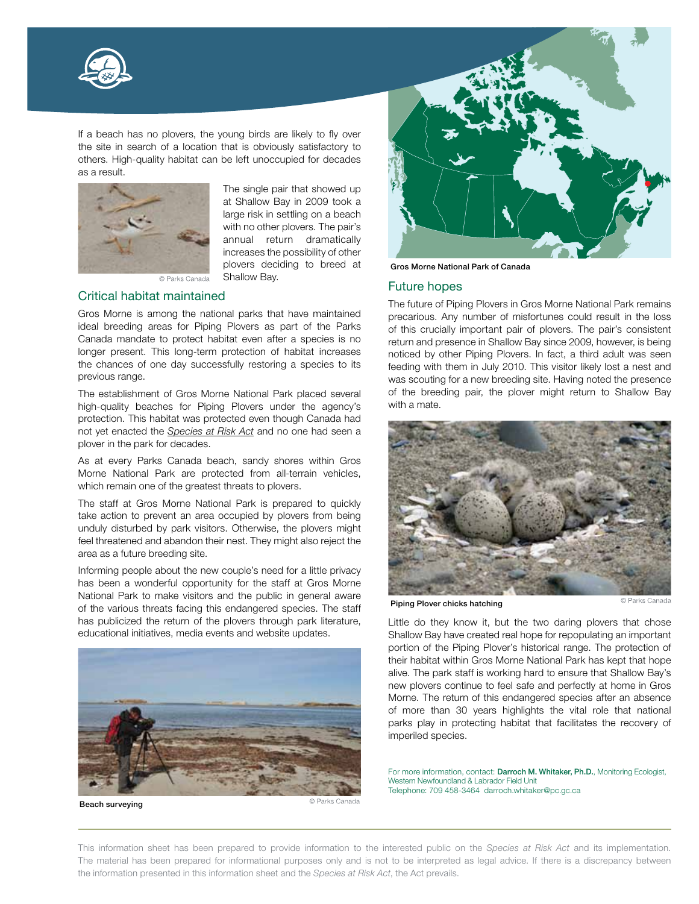If a beach has no plovers, the young birds are likely to fly over the site in search of a location that is obviously satisfactory to others. High-quality habitat can be left unoccupied for decades as a result.

© Parks Canada

The single pair that showed up at Shallow Bay in 2009 took a large risk in settling on a beach with no other plovers. The pair's annual return dramatically increases the possibility of other plovers deciding to breed at Shallow Bay.

## Critical habitat maintained

Gros Morne is among the national parks that have maintained ideal breeding areas for Piping Plovers as part of the Parks Canada mandate to protect habitat even after a species is no longer present. This long-term protection of habitat increases the chances of one day successfully restoring a species to its previous range.

The establishment of Gros Morne National Park placed several high-quality beaches for Piping Plovers under the agency's protection. This habitat was protected even though Canada had not yet enacted the *Species at Risk Act* and no one had seen a plover in the park for decades.

As at every Parks Canada beach, sandy shores within Gros Morne National Park are protected from all-terrain vehicles, which remain one of the greatest threats to plovers.

The staff at Gros Morne National Park is prepared to quickly take action to prevent an area occupied by plovers from being unduly disturbed by park visitors. Otherwise, the plovers might feel threatened and abandon their nest. They might also reject the area as a future breeding site.

Informing people about the new couple's need for a little privacy has been a wonderful opportunity for the staff at Gros Morne National Park to make visitors and the public in general aware of the various threats facing this endangered species. The staff has publicized the return of the plovers through park literature, educational initiatives, media events and website updates.

**Beach surveying**

© Parks Canada

**Gros Morne National Park of Canada**

## Future hopes

The future of Piping Plovers in Gros Morne National Park remains precarious. Any number of misfortunes could result in the loss of this crucially important pair of plovers. The pair's consistent return and presence in Shallow Bay since 2009, however, is being noticed by other Piping Plovers. In fact, a third adult was seen feeding with them in July 2010. This visitor likely lost a nest and was scouting for a new breeding site. Having noted the presence of the breeding pair, the plover might return to Shallow Bay with a mate.

**Piping Plover chicks hatching**

© Parks Canada

Little do they know it, but the two daring plovers that chose Shallow Bay have created real hope for repopulating an important portion of the Piping Plover's historical range. The protection of their habitat within Gros Morne National Park has kept that hope alive. The park staff is working hard to ensure that Shallow Bay's new plovers continue to feel safe and perfectly at home in Gros Morne. The return of this endangered species after an absence of more than 30 years highlights the vital role that national parks play in protecting habitat that facilitates the recovery of imperiled species.

For more information, contact: **Darroch M. Whitaker, Ph.D.**, Monitoring Ecologist, Western Newfoundland & Labrador Field Unit
Telephone: 709 458-3464 darroch.whitaker@pc.gc.ca

This information sheet has been prepared to provide information to the interested public on the *Species at Risk Act* and its implementation. The material has been prepared for informational purposes only and is not to be interpreted as legal advice. If there is a discrepancy between the information presented in this information sheet and the *Species at Risk Act*, the Act prevails.